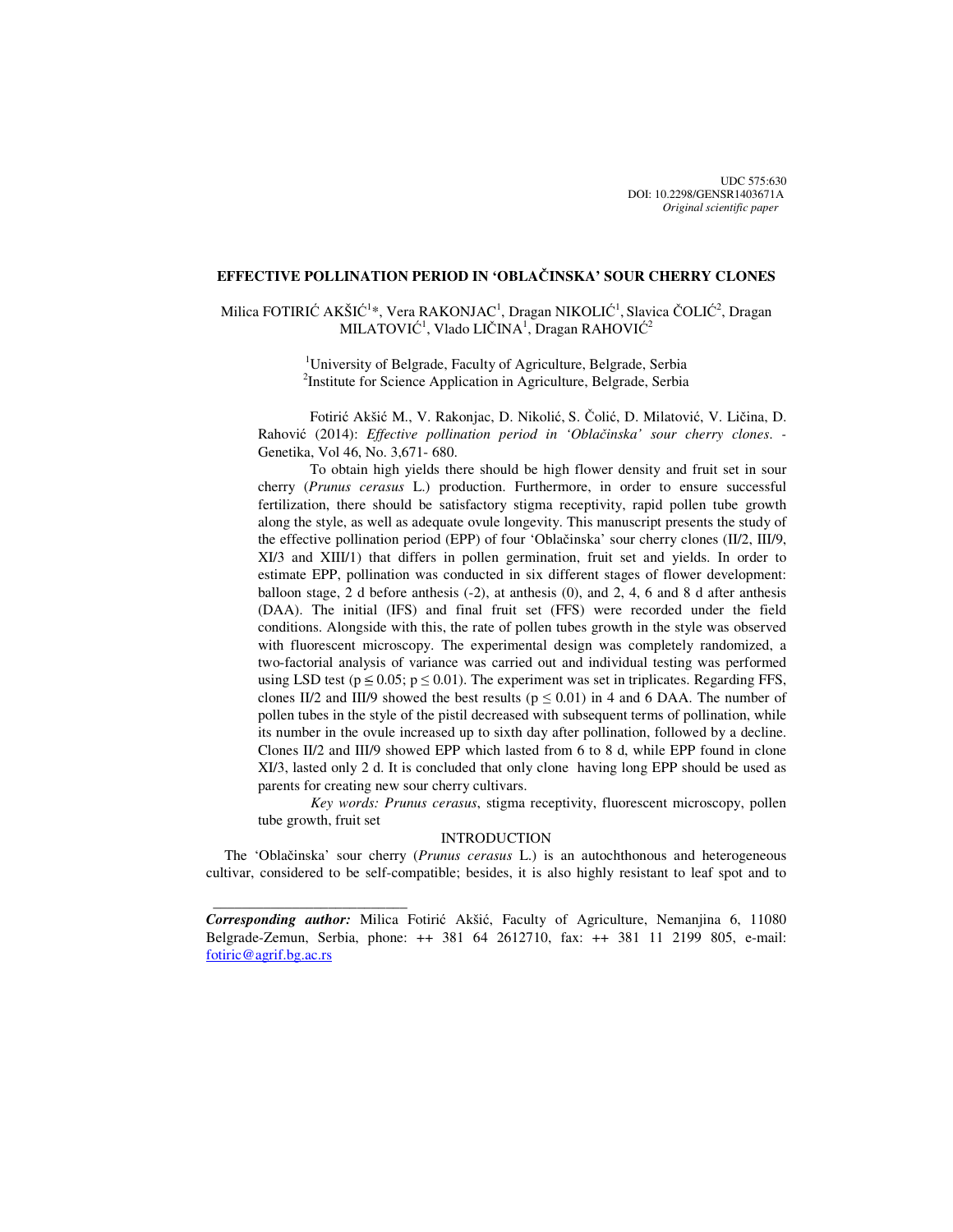UDC 575:630
DOI: 10.2298/GENSR1403671A
*Original scientific paper*

# EFFECTIVE POLLINATION PERIOD IN 'OBLAČINSKA' SOUR CHERRY CLONES

Milica FOTIRIĆ AKŠIĆ[1]*, Vera RAKONJAC[1], Dragan NIKOLIĆ[1], Slavica ČOLIĆ[2], Dragan MILATOVIĆ[1], Vlado LIČINA[1], Dragan RAHOVIĆ[2]

[1]University of Belgrade, Faculty of Agriculture, Belgrade, Serbia
[2]Institute for Science Application in Agriculture, Belgrade, Serbia

Fotirić Akšić M., V. Rakonjac, D. Nikolić, S. Čolić, D. Milatović, V. Ličina, D. Rahović (2014): *Effective pollination period in 'Oblačinska' sour cherry clones*. - Genetika, Vol 46, No. 3,671- 680.

To obtain high yields there should be high flower density and fruit set in sour cherry (*Prunus cerasus* L.) production. Furthermore, in order to ensure successful fertilization, there should be satisfactory stigma receptivity, rapid pollen tube growth along the style, as well as adequate ovule longevity. This manuscript presents the study of the effective pollination period (EPP) of four 'Oblačinska' sour cherry clones (II/2, III/9, XI/3 and XIII/1) that differs in pollen germination, fruit set and yields. In order to estimate EPP, pollination was conducted in six different stages of flower development: balloon stage, 2 d before anthesis (-2), at anthesis (0), and 2, 4, 6 and 8 d after anthesis (DAA). The initial (IFS) and final fruit set (FFS) were recorded under the field conditions. Alongside with this, the rate of pollen tubes growth in the style was observed with fluorescent microscopy. The experimental design was completely randomized, a two-factorial analysis of variance was carried out and individual testing was performed using LSD test ($p \leq 0.05$; $p \leq 0.01$). The experiment was set in triplicates. Regarding FFS, clones II/2 and III/9 showed the best results ($p \leq 0.01$) in 4 and 6 DAA. The number of pollen tubes in the style of the pistil decreased with subsequent terms of pollination, while its number in the ovule increased up to sixth day after pollination, followed by a decline. Clones II/2 and III/9 showed EPP which lasted from 6 to 8 d, while EPP found in clone XI/3, lasted only 2 d. It is concluded that only clone having long EPP should be used as parents for creating new sour cherry cultivars.

*Key words: Prunus cerasus*, stigma receptivity, fluorescent microscopy, pollen tube growth, fruit set

## INTRODUCTION

The 'Oblačinska' sour cherry (*Prunus cerasus* L.) is an autochthonous and heterogeneous cultivar, considered to be self-compatible; besides, it is also highly resistant to leaf spot and to

---

***Corresponding author:*** Milica Fotirić Akšić, Faculty of Agriculture, Nemanjina 6, 11080 Belgrade-Zemun, Serbia, phone: ++ 381 64 2612710, fax: ++ 381 11 2199 805, e-mail: fotiric@agrif.bg.ac.rs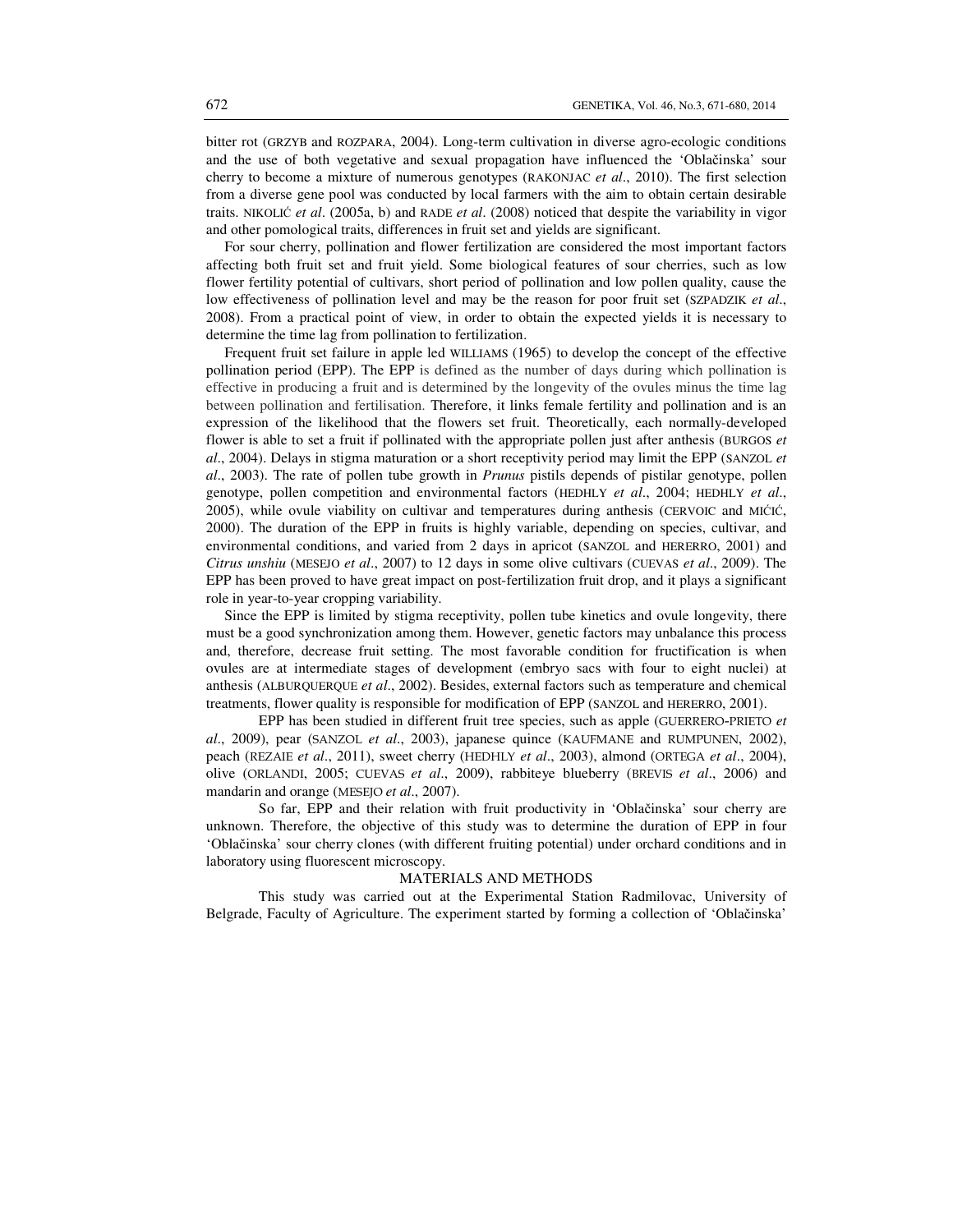bitter rot (GRZYB and ROZPARA, 2004). Long-term cultivation in diverse agro-ecologic conditions and the use of both vegetative and sexual propagation have influenced the 'Oblačinska' sour cherry to become a mixture of numerous genotypes (RAKONJAC *et al*., 2010). The first selection from a diverse gene pool was conducted by local farmers with the aim to obtain certain desirable traits. NIKOLIĆ *et al*. (2005a, b) and RADE *et al*. (2008) noticed that despite the variability in vigor and other pomological traits, differences in fruit set and yields are significant.

For sour cherry, pollination and flower fertilization are considered the most important factors affecting both fruit set and fruit yield. Some biological features of sour cherries, such as low flower fertility potential of cultivars, short period of pollination and low pollen quality, cause the low effectiveness of pollination level and may be the reason for poor fruit set (SZPADZIK *et al*., 2008). From a practical point of view, in order to obtain the expected yields it is necessary to determine the time lag from pollination to fertilization.

Frequent fruit set failure in apple led WILLIAMS (1965) to develop the concept of the effective pollination period (EPP). The EPP is defined as the number of days during which pollination is effective in producing a fruit and is determined by the longevity of the ovules minus the time lag between pollination and fertilisation. Therefore, it links female fertility and pollination and is an expression of the likelihood that the flowers set fruit. Theoretically, each normally-developed flower is able to set a fruit if pollinated with the appropriate pollen just after anthesis (BURGOS *et al*., 2004). Delays in stigma maturation or a short receptivity period may limit the EPP (SANZOL *et al*., 2003). The rate of pollen tube growth in *Prunus* pistils depends of pistilar genotype, pollen genotype, pollen competition and environmental factors (HEDHLY *et al*., 2004; HEDHLY *et al*., 2005), while ovule viability on cultivar and temperatures during anthesis (CERVOIC and MIĆIĆ, 2000). The duration of the EPP in fruits is highly variable, depending on species, cultivar, and environmental conditions, and varied from 2 days in apricot (SANZOL and HERERRO, 2001) and *Citrus unshiu* (MESEJO *et al*., 2007) to 12 days in some olive cultivars (CUEVAS *et al*., 2009). The EPP has been proved to have great impact on post-fertilization fruit drop, and it plays a significant role in year-to-year cropping variability.

Since the EPP is limited by stigma receptivity, pollen tube kinetics and ovule longevity, there must be a good synchronization among them. However, genetic factors may unbalance this process and, therefore, decrease fruit setting. The most favorable condition for fructification is when ovules are at intermediate stages of development (embryo sacs with four to eight nuclei) at anthesis (ALBURQUERQUE *et al*., 2002). Besides, external factors such as temperature and chemical treatments, flower quality is responsible for modification of EPP (SANZOL and HERERRO, 2001).

EPP has been studied in different fruit tree species, such as apple (GUERRERO-PRIETO *et al*., 2009), pear (SANZOL *et al*., 2003), japanese quince (KAUFMANE and RUMPUNEN, 2002), peach (REZAIE *et al*., 2011), sweet cherry (HEDHLY *et al*., 2003), almond (ORTEGA *et al*., 2004), olive (ORLANDI, 2005; CUEVAS *et al*., 2009), rabbiteye blueberry (BREVIS *et al*., 2006) and mandarin and orange (MESEJO *et al*., 2007).

So far, EPP and their relation with fruit productivity in 'Oblačinska' sour cherry are unknown. Therefore, the objective of this study was to determine the duration of EPP in four 'Oblačinska' sour cherry clones (with different fruiting potential) under orchard conditions and in laboratory using fluorescent microscopy.

## MATERIALS AND METHODS

This study was carried out at the Experimental Station Radmilovac, University of Belgrade, Faculty of Agriculture. The experiment started by forming a collection of 'Oblačinska'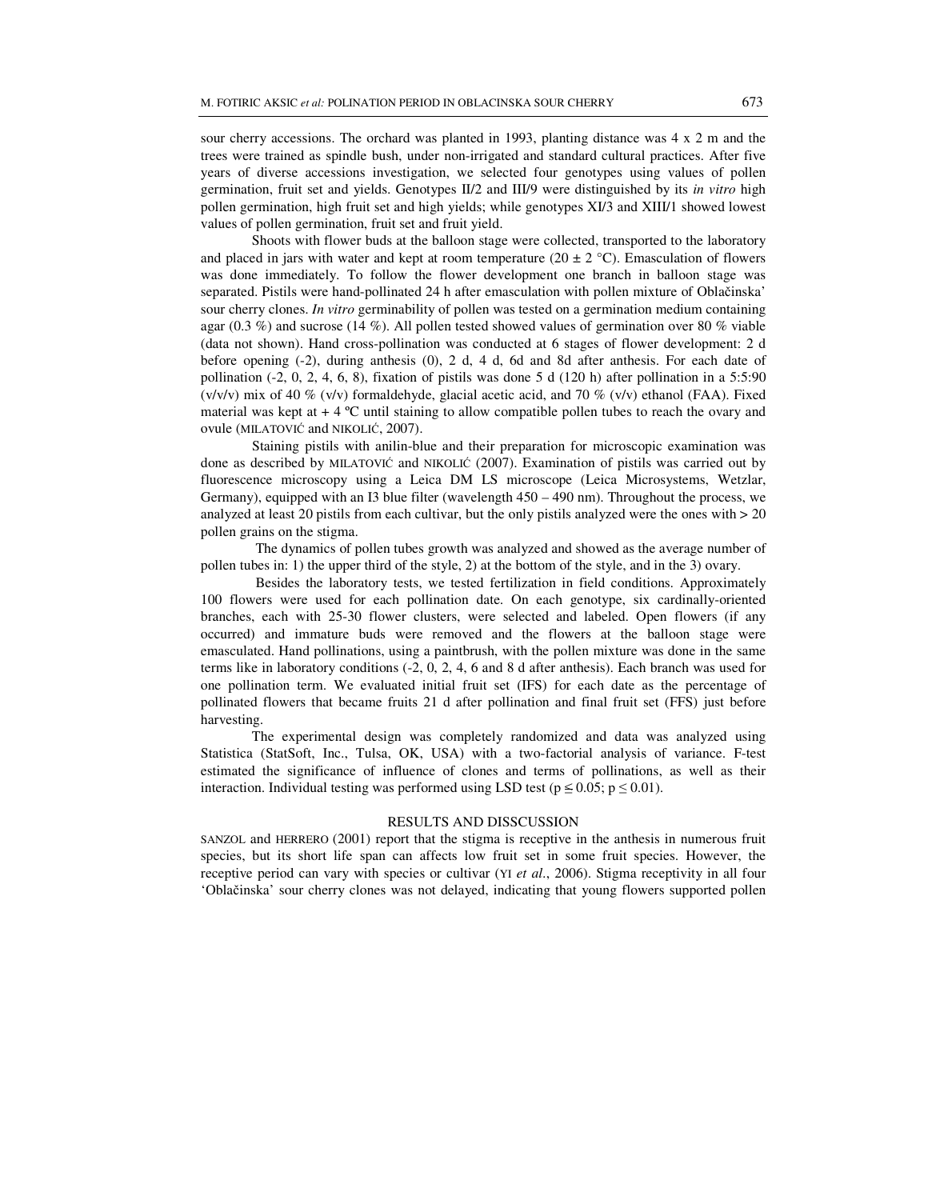sour cherry accessions. The orchard was planted in 1993, planting distance was 4 x 2 m and the trees were trained as spindle bush, under non-irrigated and standard cultural practices. After five years of diverse accessions investigation, we selected four genotypes using values of pollen germination, fruit set and yields. Genotypes II/2 and III/9 were distinguished by its *in vitro* high pollen germination, high fruit set and high yields; while genotypes XI/3 and XIII/1 showed lowest values of pollen germination, fruit set and fruit yield.

Shoots with flower buds at the balloon stage were collected, transported to the laboratory and placed in jars with water and kept at room temperature (20 ± 2 °C). Emasculation of flowers was done immediately. To follow the flower development one branch in balloon stage was separated. Pistils were hand-pollinated 24 h after emasculation with pollen mixture of Oblačinska' sour cherry clones. *In vitro* germinability of pollen was tested on a germination medium containing agar (0.3 %) and sucrose (14 %). All pollen tested showed values of germination over 80 % viable (data not shown). Hand cross-pollination was conducted at 6 stages of flower development: 2 d before opening (-2), during anthesis (0), 2 d, 4 d, 6d and 8d after anthesis. For each date of pollination (-2, 0, 2, 4, 6, 8), fixation of pistils was done 5 d (120 h) after pollination in a 5:5:90 (v/v/v) mix of 40 % (v/v) formaldehyde, glacial acetic acid, and 70 % (v/v) ethanol (FAA). Fixed material was kept at + 4 ºC until staining to allow compatible pollen tubes to reach the ovary and ovule (MILATOVIĆ and NIKOLIĆ, 2007).

Staining pistils with anilin-blue and their preparation for microscopic examination was done as described by MILATOVIĆ and NIKOLIĆ (2007). Examination of pistils was carried out by fluorescence microscopy using a Leica DM LS microscope (Leica Microsystems, Wetzlar, Germany), equipped with an I3 blue filter (wavelength 450 – 490 nm). Throughout the process, we analyzed at least 20 pistils from each cultivar, but the only pistils analyzed were the ones with > 20 pollen grains on the stigma.

The dynamics of pollen tubes growth was analyzed and showed as the average number of pollen tubes in: 1) the upper third of the style, 2) at the bottom of the style, and in the 3) ovary.

Besides the laboratory tests, we tested fertilization in field conditions. Approximately 100 flowers were used for each pollination date. On each genotype, six cardinally-oriented branches, each with 25-30 flower clusters, were selected and labeled. Open flowers (if any occurred) and immature buds were removed and the flowers at the balloon stage were emasculated. Hand pollinations, using a paintbrush, with the pollen mixture was done in the same terms like in laboratory conditions (-2, 0, 2, 4, 6 and 8 d after anthesis). Each branch was used for one pollination term. We evaluated initial fruit set (IFS) for each date as the percentage of pollinated flowers that became fruits 21 d after pollination and final fruit set (FFS) just before harvesting.

The experimental design was completely randomized and data was analyzed using Statistica (StatSoft, Inc., Tulsa, OK, USA) with a two-factorial analysis of variance. F-test estimated the significance of influence of clones and terms of pollinations, as well as their interaction. Individual testing was performed using LSD test ($p \leq 0.05$; $p \leq 0.01$).

## RESULTS AND DISSCUSSION

SANZOL and HERRERO (2001) report that the stigma is receptive in the anthesis in numerous fruit species, but its short life span can affects low fruit set in some fruit species. However, the receptive period can vary with species or cultivar (YI *et al*., 2006). Stigma receptivity in all four 'Oblačinska' sour cherry clones was not delayed, indicating that young flowers supported pollen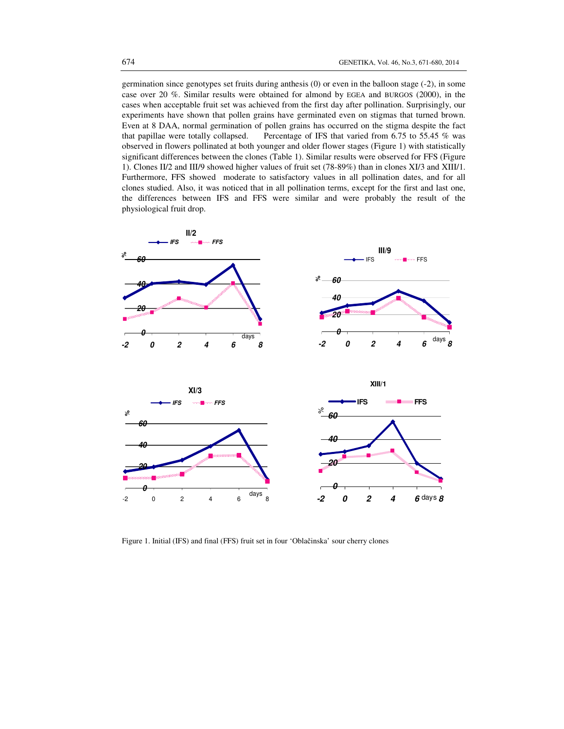germination since genotypes set fruits during anthesis (0) or even in the balloon stage (-2), in some case over 20 %. Similar results were obtained for almond by EGEA and BURGOS (2000), in the cases when acceptable fruit set was achieved from the first day after pollination. Surprisingly, our experiments have shown that pollen grains have germinated even on stigmas that turned brown. Even at 8 DAA, normal germination of pollen grains has occurred on the stigma despite the fact that papillae were totally collapsed. Percentage of IFS that varied from 6.75 to 55.45 % was observed in flowers pollinated at both younger and older flower stages (Figure 1) with statistically significant differences between the clones (Table 1). Similar results were observed for FFS (Figure 1). Clones II/2 and III/9 showed higher values of fruit set (78-89%) than in clones XI/3 and XIII/1. Furthermore, FFS showed moderate to satisfactory values in all pollination dates, and for all clones studied. Also, it was noticed that in all pollination terms, except for the first and last one, the differences between IFS and FFS were similar and were probably the result of the physiological fruit drop.

Figure 1. Initial (IFS) and final (FFS) fruit set in four 'Oblačinska' sour cherry clones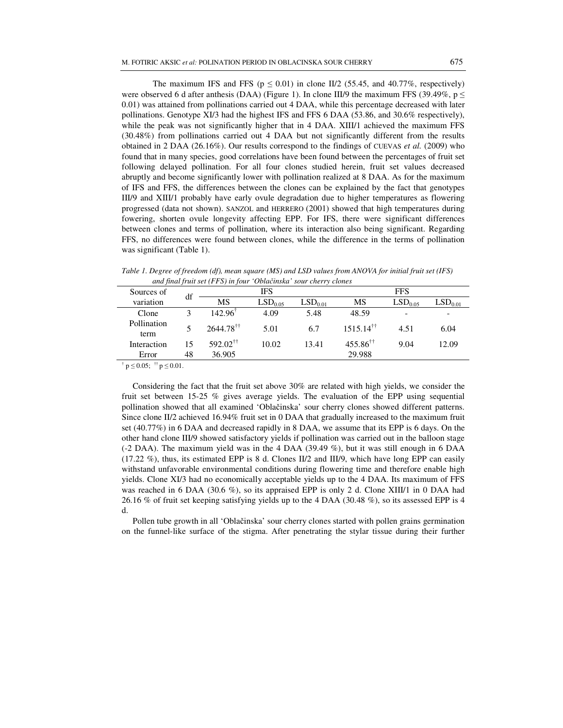The maximum IFS and FFS ($p \leq 0.01$) in clone II/2 (55.45, and 40.77%, respectively) were observed 6 d after anthesis (DAA) (Figure 1). In clone III/9 the maximum FFS (39.49%, $p \leq 0.01$) was attained from pollinations carried out 4 DAA, while this percentage decreased with later pollinations. Genotype XI/3 had the highest IFS and FFS 6 DAA (53.86, and 30.6% respectively), while the peak was not significantly higher that in 4 DAA. XIII/1 achieved the maximum FFS (30.48%) from pollinations carried out 4 DAA but not significantly different from the results obtained in 2 DAA (26.16%). Our results correspond to the findings of CUEVAS *et al.* (2009) who found that in many species, good correlations have been found between the percentages of fruit set following delayed pollination. For all four clones studied herein, fruit set values decreased abruptly and become significantly lower with pollination realized at 8 DAA. As for the maximum of IFS and FFS, the differences between the clones can be explained by the fact that genotypes III/9 and XIII/1 probably have early ovule degradation due to higher temperatures as flowering progressed (data not shown). SANZOL and HERRERO (2001) showed that high temperatures during fowering, shorten ovule longevity affecting EPP. For IFS, there were significant differences between clones and terms of pollination, where its interaction also being significant. Regarding FFS, no differences were found between clones, while the difference in the terms of pollination was significant (Table 1).

*Table 1. Degree of freedom (df), mean square (MS) and LSD values from ANOVA for initial fruit set (IFS) and final fruit set (FFS) in four 'Oblačinska' sour cherry clones*

| Sources of variation | df | IFS | | | FFS | | |
|---|---|---|---|---|---|---|---|
| | | MS | $LSD_{0.05}$ | $LSD_{0.01}$ | MS | $LSD_{0.05}$ | $LSD_{0.01}$ |
| Clone | 3 | 142.96[†] | 4.09 | 5.48 | 48.59 | - | - |
| Pollination term | 5 | 2644.78[††] | 5.01 | 6.7 | 1515.14[††] | 4.51 | 6.04 |
| Interaction | 15 | 592.02[††] | 10.02 | 13.41 | 455.86[††] | 9.04 | 12.09 |
| Error | 48 | 36.905 | | | 29.988 | | |

[†] $p \leq 0.05$; [††] $p \leq 0.01$.

Considering the fact that the fruit set above 30% are related with high yields, we consider the fruit set between 15-25 % gives average yields. The evaluation of the EPP using sequential pollination showed that all examined 'Oblačinska' sour cherry clones showed different patterns. Since clone II/2 achieved 16.94% fruit set in 0 DAA that gradually increased to the maximum fruit set (40.77%) in 6 DAA and decreased rapidly in 8 DAA, we assume that its EPP is 6 days. On the other hand clone III/9 showed satisfactory yields if pollination was carried out in the balloon stage (-2 DAA). The maximum yield was in the 4 DAA (39.49 %), but it was still enough in 6 DAA (17.22 %), thus, its estimated EPP is 8 d. Clones II/2 and III/9, which have long EPP can easily withstand unfavorable environmental conditions during flowering time and therefore enable high yields. Clone XI/3 had no economically acceptable yields up to the 4 DAA. Its maximum of FFS was reached in 6 DAA (30.6 %), so its appraised EPP is only 2 d. Clone XIII/1 in 0 DAA had 26.16 % of fruit set keeping satisfying yields up to the 4 DAA (30.48 %), so its assessed EPP is 4 d.

Pollen tube growth in all 'Oblačinska' sour cherry clones started with pollen grains germination on the funnel-like surface of the stigma. After penetrating the stylar tissue during their further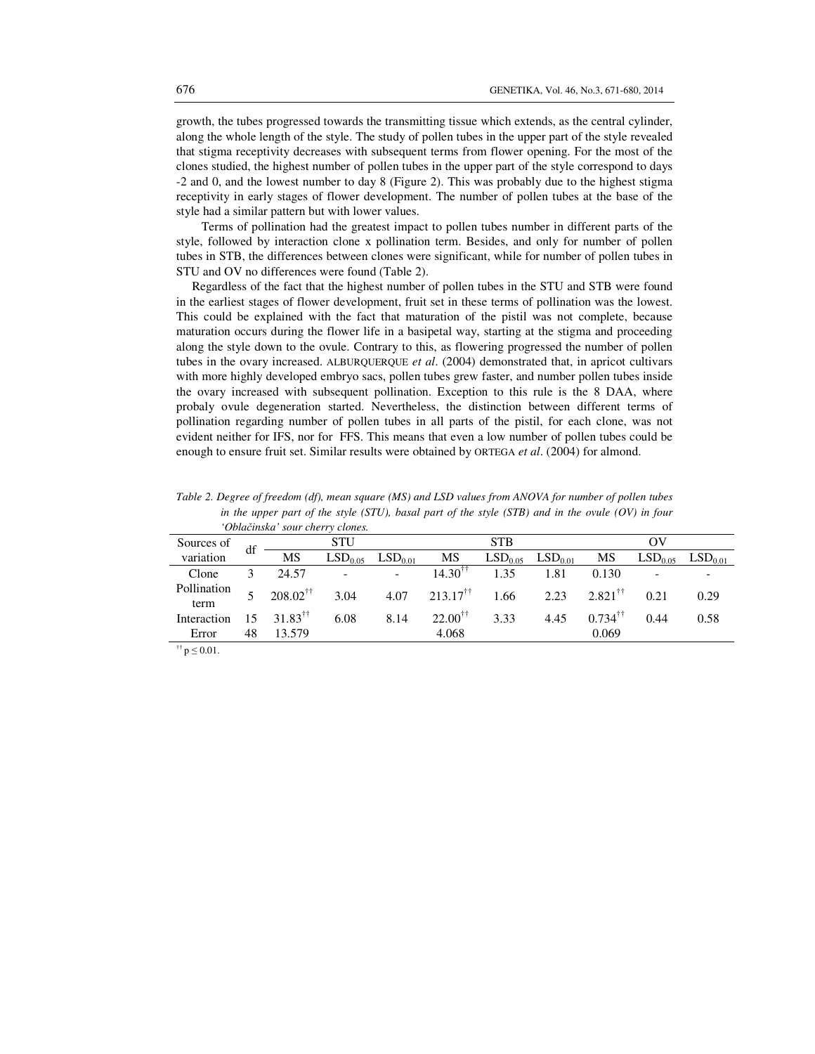growth, the tubes progressed towards the transmitting tissue which extends, as the central cylinder, along the whole length of the style. The study of pollen tubes in the upper part of the style revealed that stigma receptivity decreases with subsequent terms from flower opening. For the most of the clones studied, the highest number of pollen tubes in the upper part of the style correspond to days -2 and 0, and the lowest number to day 8 (Figure 2). This was probably due to the highest stigma receptivity in early stages of flower development. The number of pollen tubes at the base of the style had a similar pattern but with lower values.

Terms of pollination had the greatest impact to pollen tubes number in different parts of the style, followed by interaction clone x pollination term. Besides, and only for number of pollen tubes in STB, the differences between clones were significant, while for number of pollen tubes in STU and OV no differences were found (Table 2).

Regardless of the fact that the highest number of pollen tubes in the STU and STB were found in the earliest stages of flower development, fruit set in these terms of pollination was the lowest. This could be explained with the fact that maturation of the pistil was not complete, because maturation occurs during the flower life in a basipetal way, starting at the stigma and proceeding along the style down to the ovule. Contrary to this, as flowering progressed the number of pollen tubes in the ovary increased. ALBURQUERQUE *et al*. (2004) demonstrated that, in apricot cultivars with more highly developed embryo sacs, pollen tubes grew faster, and number pollen tubes inside the ovary increased with subsequent pollination. Exception to this rule is the 8 DAA, where probaly ovule degeneration started. Nevertheless, the distinction between different terms of pollination regarding number of pollen tubes in all parts of the pistil, for each clone, was not evident neither for IFS, nor for FFS. This means that even a low number of pollen tubes could be enough to ensure fruit set. Similar results were obtained by ORTEGA *et al*. (2004) for almond.

*Table 2. Degree of freedom (df), mean square (MS) and LSD values from ANOVA for number of pollen tubes in the upper part of the style (STU), basal part of the style (STB) and in the ovule (OV) in four 'Oblačinska' sour cherry clones.*

| Sources of variation | df | STU | | | STB | | | OV | | |
|---|---|---|---|---|---|---|---|---|---|---|
| | | MS | $LSD_{0.05}$ | $LSD_{0.01}$ | MS | $LSD_{0.05}$ | $LSD_{0.01}$ | MS | $LSD_{0.05}$ | $LSD_{0.01}$ |
| Clone | 3 | 24.57 | - | - | $14.30^{††}$ | 1.35 | 1.81 | 0.130 | - | - |
| Pollination term | 5 | $208.02^{††}$ | 3.04 | 4.07 | $213.17^{††}$ | 1.66 | 2.23 | $2.821^{††}$ | 0.21 | 0.29 |
| Interaction | 15 | $31.83^{††}$ | 6.08 | 8.14 | $22.00^{††}$ | 3.33 | 4.45 | $0.734^{††}$ | 0.44 | 0.58 |
| Error | 48 | 13.579 | | | 4.068 | | | 0.069 | | |

$^{††}$ $p \leq 0.01$.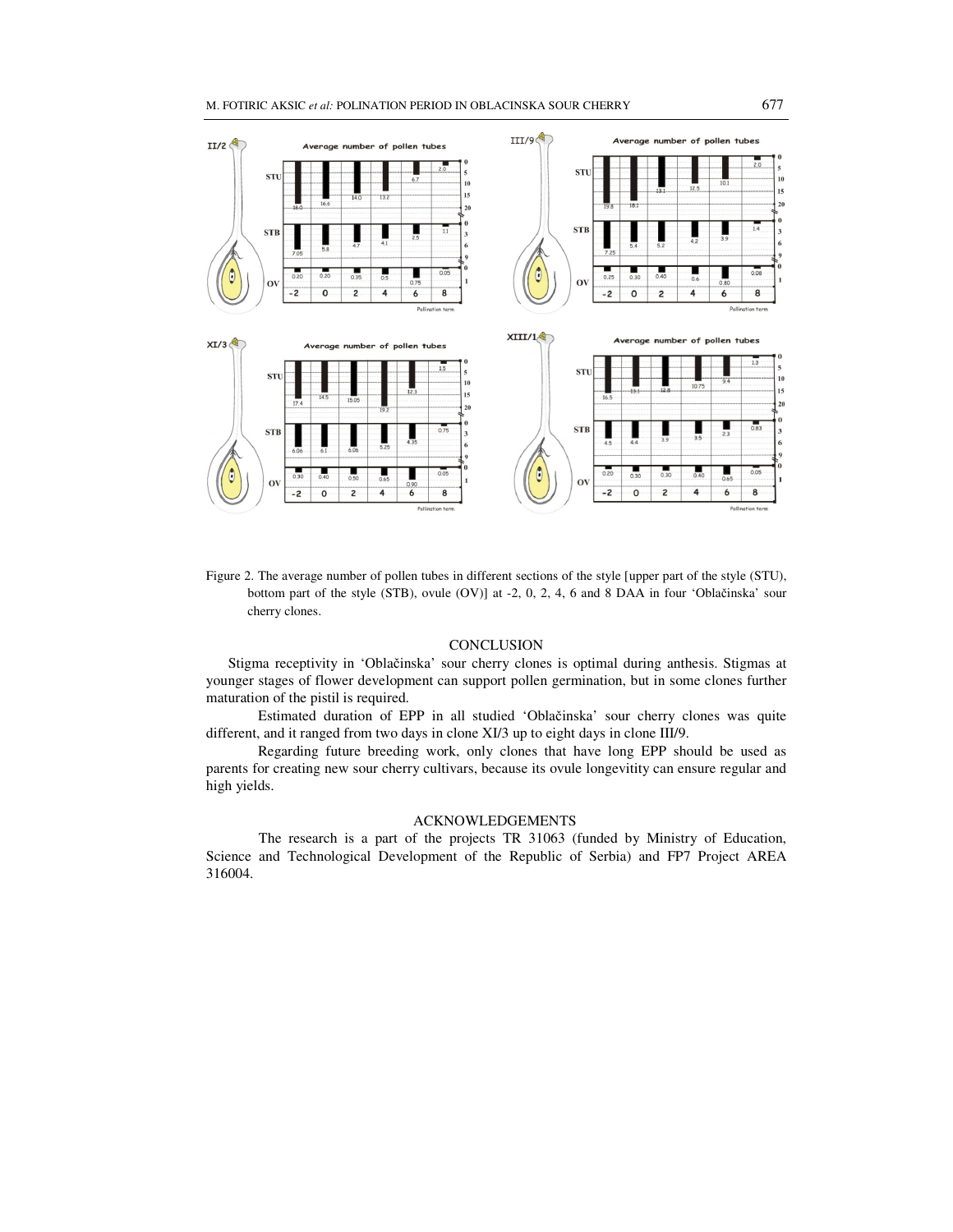Figure 2. The average number of pollen tubes in different sections of the style [upper part of the style (STU), bottom part of the style (STB), ovule (OV)] at -2, 0, 2, 4, 6 and 8 DAA in four 'Oblačinska' sour cherry clones.

## CONCLUSION

Stigma receptivity in 'Oblačinska' sour cherry clones is optimal during anthesis. Stigmas at younger stages of flower development can support pollen germination, but in some clones further maturation of the pistil is required.

Estimated duration of EPP in all studied 'Oblačinska' sour cherry clones was quite different, and it ranged from two days in clone XI/3 up to eight days in clone III/9.

Regarding future breeding work, only clones that have long EPP should be used as parents for creating new sour cherry cultivars, because its ovule longevity can ensure regular and high yields.

## ACKNOWLEDGEMENTS

The research is a part of the projects TR 31063 (funded by Ministry of Education, Science and Technological Development of the Republic of Serbia) and FP7 Project AREA 316004.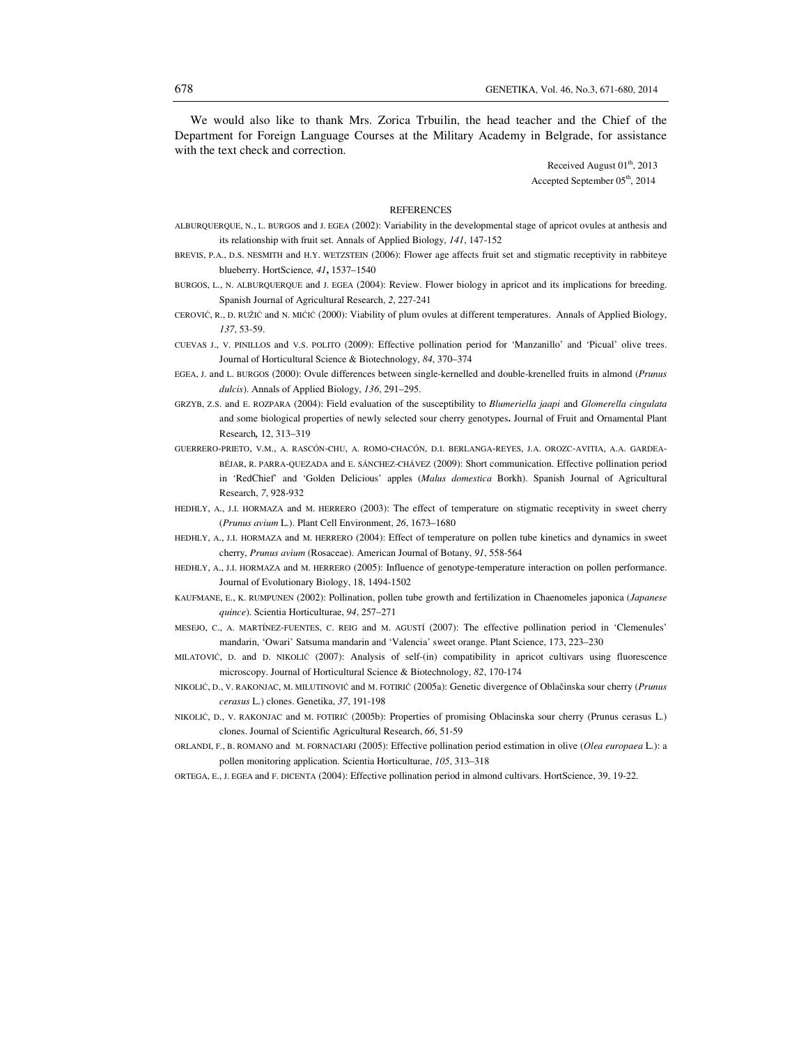We would also like to thank Mrs. Zorica Trbuilin, the head teacher and the Chief of the Department for Foreign Language Courses at the Military Academy in Belgrade, for assistance with the text check and correction.

Received August 01th, 2013
Accepted September 05th, 2014

## REFERENCES

ALBURQUERQUE, N., L. BURGOS and J. EGEA (2002): Variability in the developmental stage of apricot ovules at anthesis and its relationship with fruit set. Annals of Applied Biology, *141*, 147-152

BREVIS, P.A., D.S. NESMITH and H.Y. WETZSTEIN (2006): Flower age affects fruit set and stigmatic receptivity in rabbiteye blueberry. HortScience*, 41***,** 1537–1540

BURGOS, L., N. ALBURQUERQUE and J. EGEA (2004): Review. Flower biology in apricot and its implications for breeding. Spanish Journal of Agricultural Research, *2*, 227-241

CEROVIĆ, R., Đ. RUŽIĆ and N. MIĆIĆ (2000): Viability of plum ovules at different temperatures. Annals of Applied Biology, *137*, 53-59.

CUEVAS J., V. PINILLOS and V.S. POLITO (2009): Effective pollination period for 'Manzanillo' and 'Picual' olive trees. Journal of Horticultural Science & Biotechnology, *84*, 370–374

EGEA, J. and L. BURGOS (2000): Ovule differences between single-kernelled and double-krenelled fruits in almond (*Prunus dulcis*). Annals of Applied Biology, *136*, 291–295.

GRZYB, Z.S. and E. ROZPARA (2004): Field evaluation of the susceptibility to *Blumeriella jaapi* and *Glomerella cingulata* and some biological properties of newly selected sour cherry genotypes**.** Journal of Fruit and Ornamental Plant Research*,* 12, 313–319

GUERRERO-PRIETO, V.M., A. RASCÓN-CHU, A. ROMO-CHACÓN, D.I. BERLANGA-REYES, J.A. OROZC-AVITIA, A.A. GARDEA-BÉJAR, R. PARRA-QUEZADA and E. SÁNCHEZ-CHÁVEZ (2009): Short communication. Effective pollination period in 'RedChief' and 'Golden Delicious' apples (*Malus domestica* Borkh). Spanish Journal of Agricultural Research, *7*, 928-932

HEDHLY, A., J.I. HORMAZA and M. HERRERO (2003): The effect of temperature on stigmatic receptivity in sweet cherry (*Prunus avium* L.). Plant Cell Environment, *26*, 1673–1680

HEDHLY, A., J.I. HORMAZA and M. HERRERO (2004): Effect of temperature on pollen tube kinetics and dynamics in sweet cherry, *Prunus avium* (Rosaceae). American Journal of Botany, *91*, 558-564

HEDHLY, A., J.I. HORMAZA and M. HERRERO (2005): Influence of genotype-temperature interaction on pollen performance. Journal of Evolutionary Biology, 18, 1494-1502

KAUFMANE, E., K. RUMPUNEN (2002): Pollination, pollen tube growth and fertilization in Chaenomeles japonica (*Japanese quince*). Scientia Horticulturae, *94*, 257–271

MESEJO, C., A. MARTÍNEZ-FUENTES, C. REIG and M. AGUSTÍ (2007): The effective pollination period in 'Clemenules' mandarin, 'Owari' Satsuma mandarin and 'Valencia' sweet orange. Plant Science, 173, 223–230

MILATOVIĆ, D. and D. NIKOLIĆ (2007): Analysis of self-(in) compatibility in apricot cultivars using fluorescence microscopy. Journal of Horticultural Science & Biotechnology, *82*, 170-174

NIKOLIĆ, D., V. RAKONJAC, M. MILUTINOVIĆ and M. FOTIRIĆ (2005a): Genetic divergence of Oblačinska sour cherry (*Prunus cerasus* L.) clones. Genetika, *37*, 191-198

NIKOLIĆ, D., V. RAKONJAC and M. FOTIRIĆ (2005b): Properties of promising Oblacinska sour cherry (Prunus cerasus L.) clones. Journal of Scientific Agricultural Research, *66*, 51-59

ORLANDI, F., B. ROMANO and M. FORNACIARI (2005): Effective pollination period estimation in olive (*Olea europaea* L.): a pollen monitoring application. Scientia Horticulturae, *105*, 313–318

ORTEGA, E., J. EGEA and F. DICENTA (2004): Effective pollination period in almond cultivars. HortScience, 39, 19-22.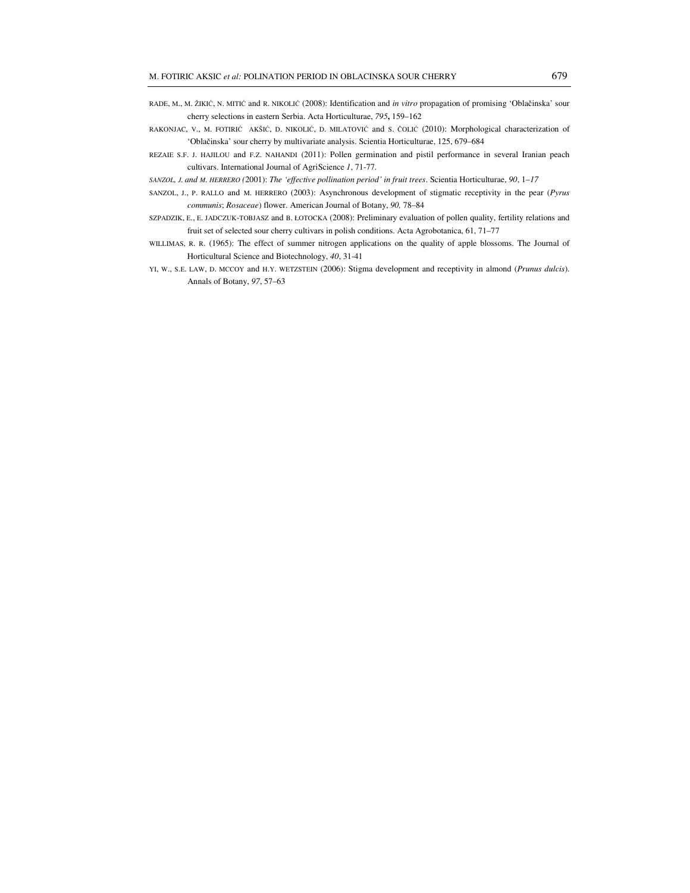RADE, M., M. ŽIKIĆ, N. MITIĆ and R. NIKOLIĆ (2008): Identification and *in vitro* propagation of promising 'Oblačinska' sour cherry selections in eastern Serbia. Acta Horticulturae, *795***,** 159–162

RAKONJAC, V., M. FOTIRIĆ AKŠIĆ, D. NIKOLIĆ, D. MILATOVIĆ and S. ČOLIĆ (2010): Morphological characterization of 'Oblačinska' sour cherry by multivariate analysis. Scientia Horticulturae, 125, 679–684

REZAIE S.F. J. HAJILOU and F.Z. NAHANDI (2011): Pollen germination and pistil performance in several Iranian peach cultivars. International Journal of AgriScience *1*, 71-77.

*SANZOL, J. and M. HERRERO (*2001): *The 'effective pollination period' in fruit trees*. Scientia Horticulturae, *90*, 1*–17*

SANZOL, J., P. RALLO and M. HERRERO (2003): Asynchronous development of stigmatic receptivity in the pear (*Pyrus communis*; *Rosaceae*) flower. American Journal of Botany, *90,* 78–84

SZPADZIK, E., E. JADCZUK-TOBJASZ and B. ŁOTOCKA (2008): Preliminary evaluation of pollen quality, fertility relations and fruit set of selected sour cherry cultivars in polish conditions. Acta Agrobotanica, 61, 71–77

WILLIMAS, R. R. (1965): The effect of summer nitrogen applications on the quality of apple blossoms. The Journal of Horticultural Science and Biotechnology, *40*, 31-41

YI, W., S.E. LAW, D. MCCOY and H.Y. WETZSTEIN (2006): Stigma development and receptivity in almond (*Prunus dulcis*). Annals of Botany, *97*, 57–63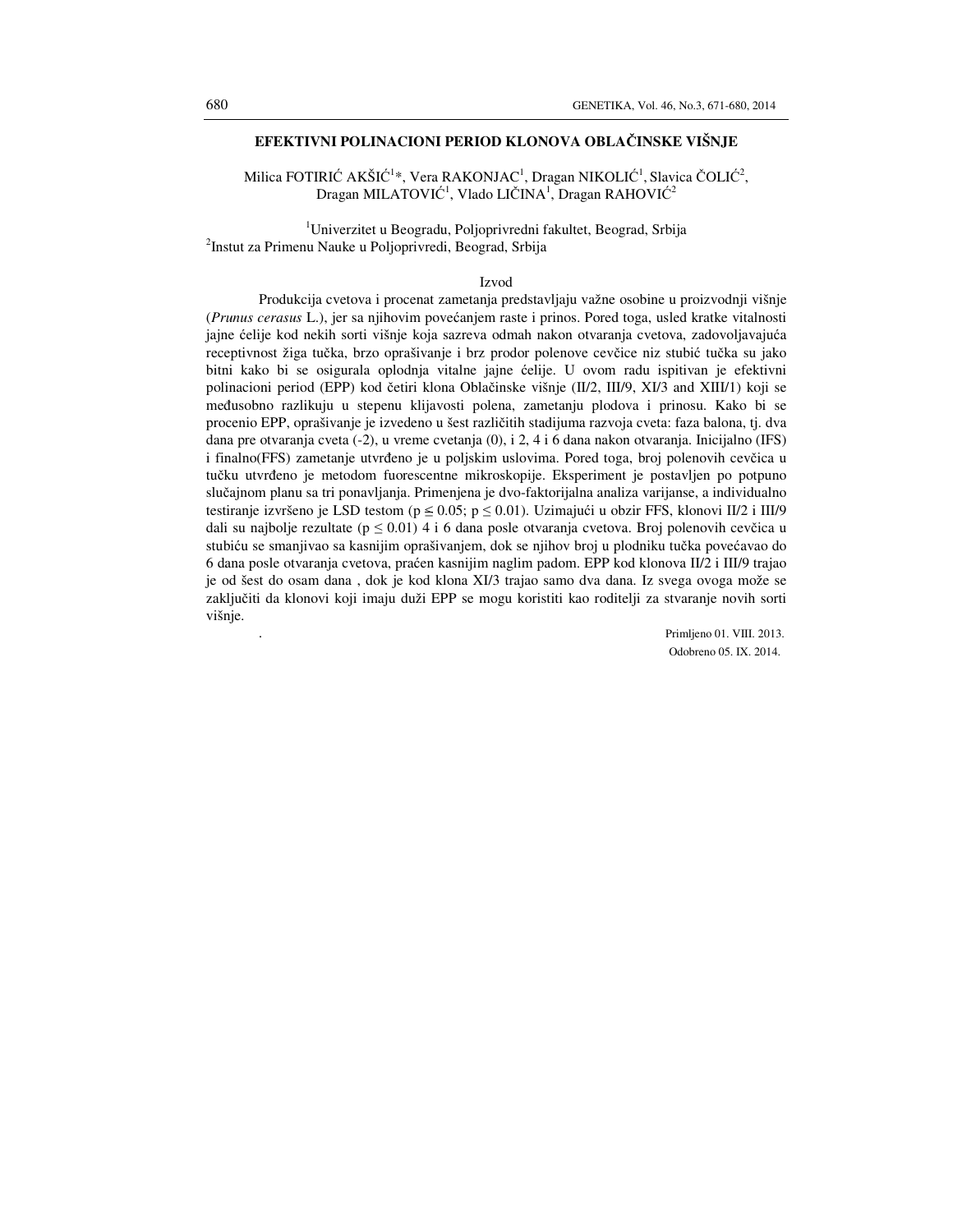# EFEKTIVNI POLINACIONI PERIOD KLONOVA OBLAČINSKE VIŠNJE

Milica FOTIRIĆ AKŠIĆ[1]*, Vera RAKONJAC[1], Dragan NIKOLIĆ[1], Slavica ČOLIĆ[2], Dragan MILATOVIĆ[1], Vlado LIČINA[1], Dragan RAHOVIĆ[2]

[1]Univerzitet u Beogradu, Poljoprivredni fakultet, Beograd, Srbija
[2]Instut za Primenu Nauke u Poljoprivredi, Beograd, Srbija

## Izvod

Produkcija cvetova i procenat zametanja predstavljaju važne osobine u proizvodnji višnje (*Prunus cerasus* L.), jer sa njihovim povećanjem raste i prinos. Pored toga, usled kratke vitalnosti jajne ćelije kod nekih sorti višnje koja sazreva odmah nakon otvaranja cvetova, zadovoljavajuća receptivnost žiga tučka, brzo oprašivanje i brz prodor polenove cevčice niz stubić tučka su jako bitni kako bi se osigurala oplodnja vitalne jajne ćelije. U ovom radu ispitivan je efektivni polinacioni period (EPP) kod četiri klona Oblačinske višnje (II/2, III/9, XI/3 and XIII/1) koji se međusobno razlikuju u stepenu klijavosti polena, zametanju plodova i prinosu. Kako bi se procenio EPP, oprašivanje je izvedeno u šest različitih stadijuma razvoja cveta: faza balona, tj. dva dana pre otvaranja cveta (-2), u vreme cvetanja (0), i 2, 4 i 6 dana nakon otvaranja. Inicijalno (IFS) i finalno(FFS) zametanje utvrđeno je u poljskim uslovima. Pored toga, broj polenovih cevčica u tučku utvrđeno je metodom fuorescentne mikroskopije. Eksperiment je postavljen po potpuno slučajnom planu sa tri ponavljanja. Primenjena je dvo-faktorijalna analiza varijanse, a individualno testiranje izvršeno je LSD testom ($p \leq 0.05$; $p \leq 0.01$). Uzimajući u obzir FFS, klonovi II/2 i III/9 dali su najbolje rezultate ($p \leq 0.01$) 4 i 6 dana posle otvaranja cvetova. Broj polenovih cevčica u stubiću se smanjivao sa kasnijim oprašivanjem, dok se njihov broj u plodniku tučka povećavao do 6 dana posle otvaranja cvetova, praćen kasnijim naglim padom. EPP kod klonova II/2 i III/9 trajao je od šest do osam dana , dok je kod klona XI/3 trajao samo dva dana. Iz svega ovoga može se zaključiti da klonovi koji imaju duži EPP se mogu koristiti kao roditelji za stvaranje novih sorti višnje.

.

Primljeno 01. VIII. 2013.
Odobreno 05. IX. 2014.